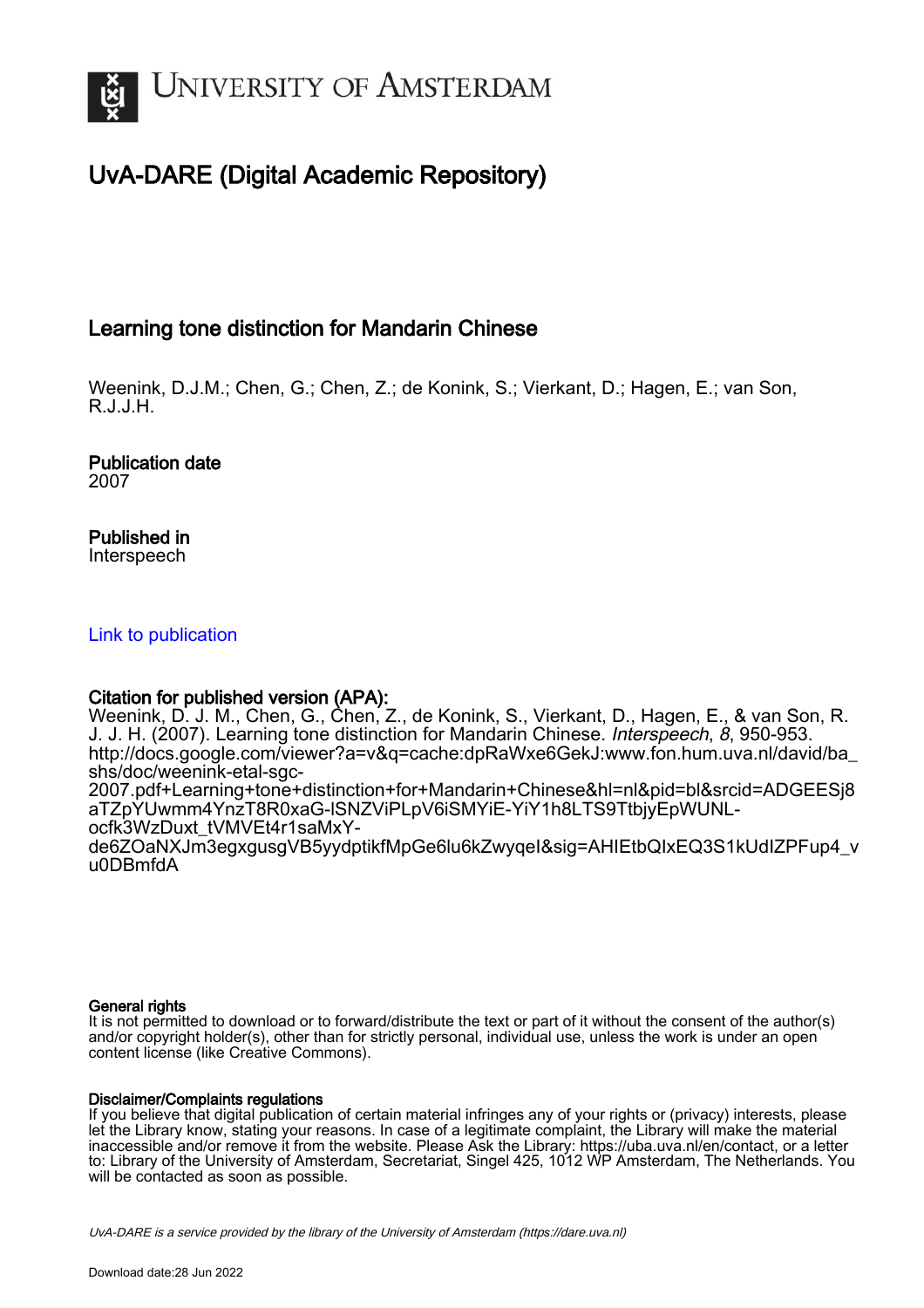UNIVERSITY OF AMSTERDAM

# UvA-DARE (Digital Academic Repository)

## Learning tone distinction for Mandarin Chinese

Weenink, D.J.M.; Chen, G.; Chen, Z.; de Konink, S.; Vierkant, D.; Hagen, E.; van Son, R.J.J.H.

**Publication date**
2007

**Published in**
Interspeech

[Link to publication](#)

**Citation for published version (APA):**
Weenink, D. J. M., Chen, G., Chen, Z., de Konink, S., Vierkant, D., Hagen, E., & van Son, R. J. J. H. (2007). Learning tone distinction for Mandarin Chinese. *Interspeech*, *8*, 950-953. http://docs.google.com/viewer?a=v&q=cache:dpRaWxe6GekJ:www.fon.hum.uva.nl/david/ba_shs/doc/weenink-etal-sgc-2007.pdf+Learning+tone+distinction+for+Mandarin+Chinese&hl=nl&pid=bl&srcid=ADGEESj8aTZpYUwmm4YnzT8R0xaG-lSNZViPLpV6iSMYiE-YiY1h8LTS9TtbjyEpWUNL-ocfk3WzDuxt_tVMVEt4r1saMxY-de6ZOaNXJm3egxgusgVB5yydptikfMpGe6lu6kZwyqeI&sig=AHIEtbQIxEQ3S1kUdIZPFup4_vu0DBmfdA

**General rights**
It is not permitted to download or to forward/distribute the text or part of it without the consent of the author(s) and/or copyright holder(s), other than for strictly personal, individual use, unless the work is under an open content license (like Creative Commons).

**Disclaimer/Complaints regulations**
If you believe that digital publication of certain material infringes any of your rights or (privacy) interests, please let the Library know, stating your reasons. In case of a legitimate complaint, the Library will make the material inaccessible and/or remove it from the website. Please Ask the Library: https://uba.uva.nl/en/contact, or a letter to: Library of the University of Amsterdam, Secretariat, Singel 425, 1012 WP Amsterdam, The Netherlands. You will be contacted as soon as possible.

*UvA-DARE is a service provided by the library of the University of Amsterdam (https://dare.uva.nl)*

Download date:28 Jun 2022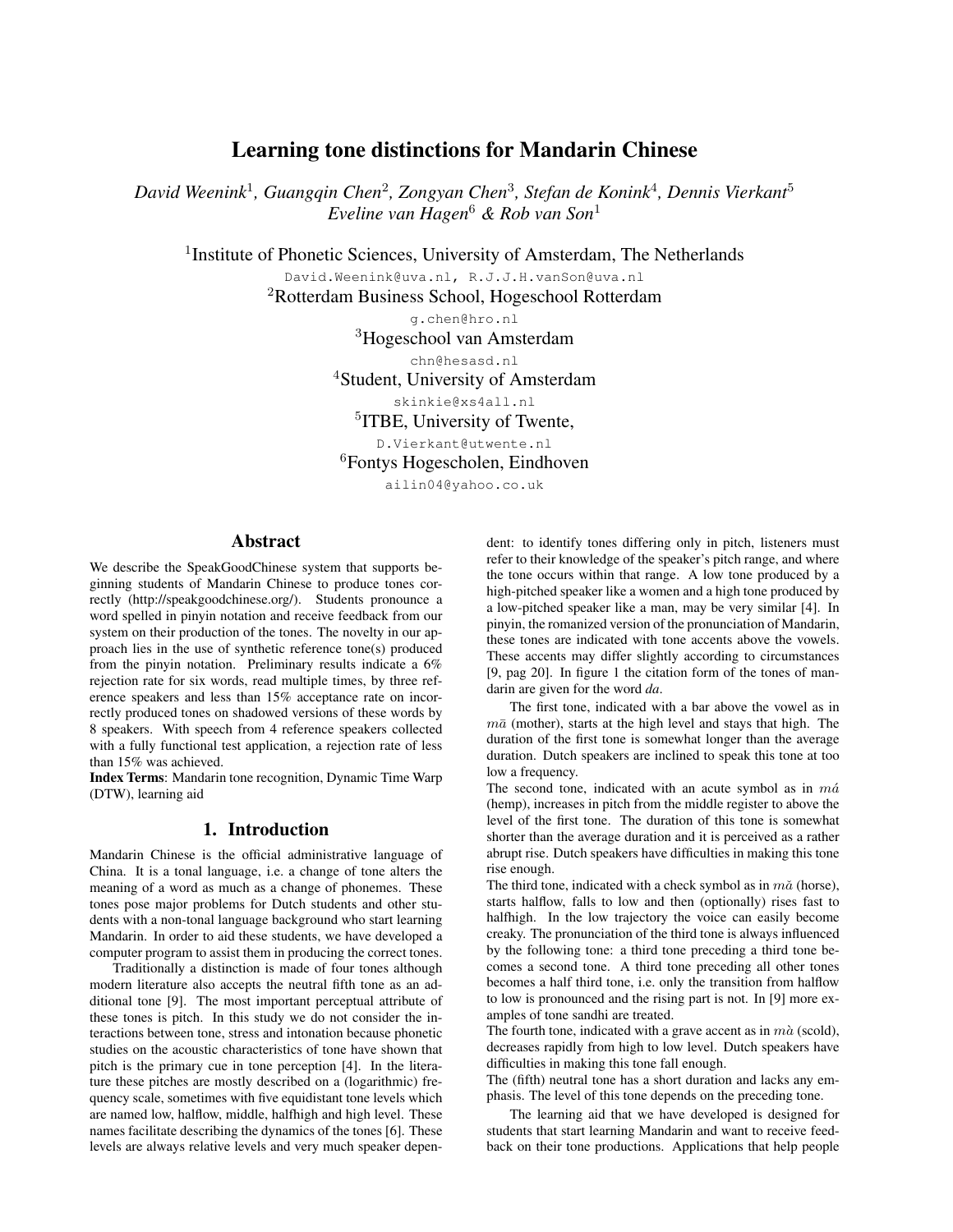# Learning tone distinctions for Mandarin Chinese

*David Weenink*[1], *Guangqin Chen*[2], *Zongyan Chen*[3], *Stefan de Konink*[4], *Dennis Vierkant*[5] *Eveline van Hagen*[6] *& Rob van Son*[1]

[1]Institute of Phonetic Sciences, University of Amsterdam, The Netherlands
David.Weenink@uva.nl, R.J.J.H.vanSon@uva.nl
[2]Rotterdam Business School, Hogeschool Rotterdam
g.chen@hro.nl
[3]Hogeschool van Amsterdam
chn@hesasd.nl
[4]Student, University of Amsterdam
skinkie@xs4all.nl
[5]ITBE, University of Twente,
D.Vierkant@utwente.nl
[6]Fontys Hogescholen, Eindhoven
ailin04@yahoo.co.uk

## Abstract

We describe the SpeakGoodChinese system that supports beginning students of Mandarin Chinese to produce tones correctly (http://speakgoodchinese.org/). Students pronounce a word spelled in pinyin notation and receive feedback from our system on their production of the tones. The novelty in our approach lies in the use of synthetic reference tone(s) produced from the pinyin notation. Preliminary results indicate a 6% rejection rate for six words, read multiple times, by three reference speakers and less than 15% acceptance rate on incorrectly produced tones on shadowed versions of these words by 8 speakers. With speech from 4 reference speakers collected with a fully functional test application, a rejection rate of less than 15% was achieved.

**Index Terms**: Mandarin tone recognition, Dynamic Time Warp (DTW), learning aid

## 1. Introduction

Mandarin Chinese is the official administrative language of China. It is a tonal language, i.e. a change of tone alters the meaning of a word as much as a change of phonemes. These tones pose major problems for Dutch students and other students with a non-tonal language background who start learning Mandarin. In order to aid these students, we have developed a computer program to assist them in producing the correct tones.

Traditionally a distinction is made of four tones although modern literature also accepts the neutral fifth tone as an additional tone [9]. The most important perceptual attribute of these tones is pitch. In this study we do not consider the interactions between tone, stress and intonation because phonetic studies on the acoustic characteristics of tone have shown that pitch is the primary cue in tone perception [4]. In the literature these pitches are mostly described on a (logarithmic) frequency scale, sometimes with five equidistant tone levels which are named low, halflow, middle, halfhigh and high level. These names facilitate describing the dynamics of the tones [6]. These levels are always relative levels and very much speaker dependent: to identify tones differing only in pitch, listeners must refer to their knowledge of the speaker's pitch range, and where the tone occurs within that range. A low tone produced by a high-pitched speaker like a women and a high tone produced by a low-pitched speaker like a man, may be very similar [4]. In pinyin, the romanized version of the pronunciation of Mandarin, these tones are indicated with tone accents above the vowels. These accents may differ slightly according to circumstances [9, pag 20]. In figure 1 the citation form of the tones of mandarin are given for the word *da*.

The first tone, indicated with a bar above the vowel as in $m\bar{a}$ (mother), starts at the high level and stays that high. The duration of the first tone is somewhat longer than the average duration. Dutch speakers are inclined to speak this tone at too low a frequency.

The second tone, indicated with an acute symbol as in $m\acute{a}$ (hemp), increases in pitch from the middle register to above the level of the first tone. The duration of this tone is somewhat shorter than the average duration and it is perceived as a rather abrupt rise. Dutch speakers have difficulties in making this tone rise enough.

The third tone, indicated with a check symbol as in $m\check{a}$ (horse), starts halflow, falls to low and then (optionally) rises fast to halfhigh. In the low trajectory the voice can easily become creaky. The pronunciation of the third tone is always influenced by the following tone: a third tone preceding a third tone becomes a second tone. A third tone preceding all other tones becomes a half third tone, i.e. only the transition from halflow to low is pronounced and the rising part is not. In [9] more examples of tone sandhi are treated.

The fourth tone, indicated with a grave accent as in $m\grave{a}$ (scold), decreases rapidly from high to low level. Dutch speakers have difficulties in making this tone fall enough.

The (fifth) neutral tone has a short duration and lacks any emphasis. The level of this tone depends on the preceding tone.

The learning aid that we have developed is designed for students that start learning Mandarin and want to receive feedback on their tone productions. Applications that help people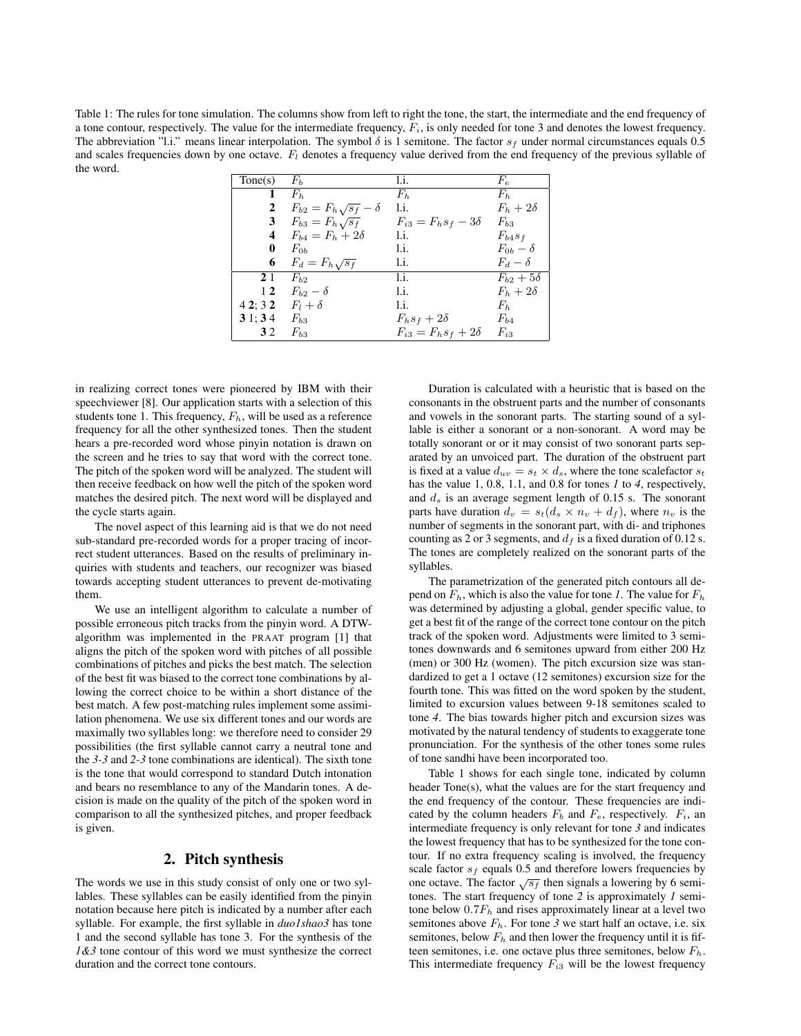Table 1: The rules for tone simulation. The columns show from left to right the tone, the start, the intermediate and the end frequency of a tone contour, respectively. The value for the intermediate frequency, $F_i$, is only needed for tone 3 and denotes the lowest frequency. The abbreviation "l.i." means linear interpolation. The symbol $\delta$ is 1 semitone. The factor $s_f$ under normal circumstances equals 0.5 and scales frequencies down by one octave. $F_l$ denotes a frequency value derived from the end frequency of the previous syllable of the word.

| Tone(s) | $F_b$ | l.i. | $F_e$ |
|---|---|---|---|
| **1** | $F_h$ | $F_h$ | $F_h$ |
| **2** | $F_{b2} = F_h\sqrt{s_f} - \delta$ | l.i. | $F_h + 2\delta$ |
| **3** | $F_{b3} = F_h\sqrt{s_f}$ | $F_{i3} = F_h s_f - 3\delta$ | $F_{b3}$ |
| **4** | $F_{b4} = F_h + 2\delta$ | l.i. | $F_{b4} s_f$ |
| **0** | $F_{0b}$ | l.i. | $F_{0b} - \delta$ |
| **6** | $F_d = F_h\sqrt{s_f}$ | l.i. | $F_d - \delta$ |
| **2** 1 | $F_{b2}$ | l.i. | $F_{b2} + 5\delta$ |
| 1 **2** | $F_{b2} - \delta$ | l.i. | $F_h + 2\delta$ |
| 4 **2**; 3 **2** | $F_l + \delta$ | l.i. | $F_h$ |
| **3** 1; **3** 4 | $F_{b3}$ | $F_h s_f + 2\delta$ | $F_{b4}$ |
| **3** 2 | $F_{b3}$ | $F_{i3} = F_h s_f + 2\delta$ | $F_{i3}$ |

in realizing correct tones were pioneered by IBM with their speechviewer [8]. Our application starts with a selection of this students tone 1. This frequency, $F_h$, will be used as a reference frequency for all the other synthesized tones. Then the student hears a pre-recorded word whose pinyin notation is drawn on the screen and he tries to say that word with the correct tone. The pitch of the spoken word will be analyzed. The student will then receive feedback on how well the pitch of the spoken word matches the desired pitch. The next word will be displayed and the cycle starts again.

The novel aspect of this learning aid is that we do not need sub-standard pre-recorded words for a proper tracing of incorrect student utterances. Based on the results of preliminary inquiries with students and teachers, our recognizer was biased towards accepting student utterances to prevent de-motivating them.

We use an intelligent algorithm to calculate a number of possible erroneous pitch tracks from the pinyin word. A DTW-algorithm was implemented in the PRAAT program [1] that aligns the pitch of the spoken word with pitches of all possible combinations of pitches and picks the best match. The selection of the best fit was biased to the correct tone combinations by allowing the correct choice to be within a short distance of the best match. A few post-matching rules implement some assimilation phenomena. We use six different tones and our words are maximally two syllables long: we therefore need to consider 29 possibilities (the first syllable cannot carry a neutral tone and the *3-3* and *2-3* tone combinations are identical). The sixth tone is the tone that would correspond to standard Dutch intonation and bears no resemblance to any of the Mandarin tones. A decision is made on the quality of the pitch of the spoken word in comparison to all the synthesized pitches, and proper feedback is given.

## 2. Pitch synthesis

The words we use in this study consist of only one or two syllables. These syllables can be easily identified from the pinyin notation because here pitch is indicated by a number after each syllable. For example, the first syllable in *duo1shao3* has tone 1 and the second syllable has tone 3. For the synthesis of the *1&3* tone contour of this word we must synthesize the correct duration and the correct tone contours.

Duration is calculated with a heuristic that is based on the consonants in the obstruent parts and the number of consonants and vowels in the sonorant parts. The starting sound of a syllable is either a sonorant or a non-sonorant. A word may be totally sonorant or it may consist of two sonorant parts separated by an unvoiced part. The duration of the obstruent part is fixed at a value $d_{uv} = s_t \times d_s$, where the tone scalefactor $s_t$ has the value 1, 0.8, 1.1, and 0.8 for tones *1* to *4*, respectively, and $d_s$ is an average segment length of 0.15 s. The sonorant parts have duration $d_v = s_t(d_s \times n_v + d_f)$, where $n_v$ is the number of segments in the sonorant part, with di- and triphones counting as 2 or 3 segments, and $d_f$ is a fixed duration of 0.12 s. The tones are completely realized on the sonorant parts of the syllables.

The parametrization of the generated pitch contours all depend on $F_h$, which is also the value for tone *1*. The value for $F_h$ was determined by adjusting a global, gender specific value, to get a best fit of the range of the correct tone contour on the pitch track of the spoken word. Adjustments were limited to 3 semitones downwards and 6 semitones upward from either 200 Hz (men) or 300 Hz (women). The pitch excursion size was standardized to get a 1 octave (12 semitones) excursion size for the fourth tone. This was fitted on the word spoken by the student, limited to excursion values between 9-18 semitones scaled to tone *4*. The bias towards higher pitch and excursion sizes was motivated by the natural tendency of students to exaggerate tone pronunciation. For the synthesis of the other tones some rules of tone sandhi have been incorporated too.

Table 1 shows for each single tone, indicated by column header Tone(s), what the values are for the start frequency and the end frequency of the contour. These frequencies are indicated by the column headers $F_b$ and $F_e$, respectively. $F_i$, an intermediate frequency is only relevant for tone *3* and indicates the lowest frequency that has to be synthesized for the tone contour. If no extra frequency scaling is involved, the frequency scale factor $s_f$ equals 0.5 and therefore lowers frequencies by one octave. The factor $\sqrt{s_f}$ then signals a lowering by 6 semitones. The start frequency of tone *2* is approximately *1* semitone below $0.7F_h$ and rises approximately linear at a level two semitones above $F_h$. For tone *3* we start half an octave, i.e. six semitones, below $F_h$ and then lower the frequency until it is fifteen semitones, i.e. one octave plus three semitones, below $F_h$. This intermediate frequency $F_{i3}$ will be the lowest frequency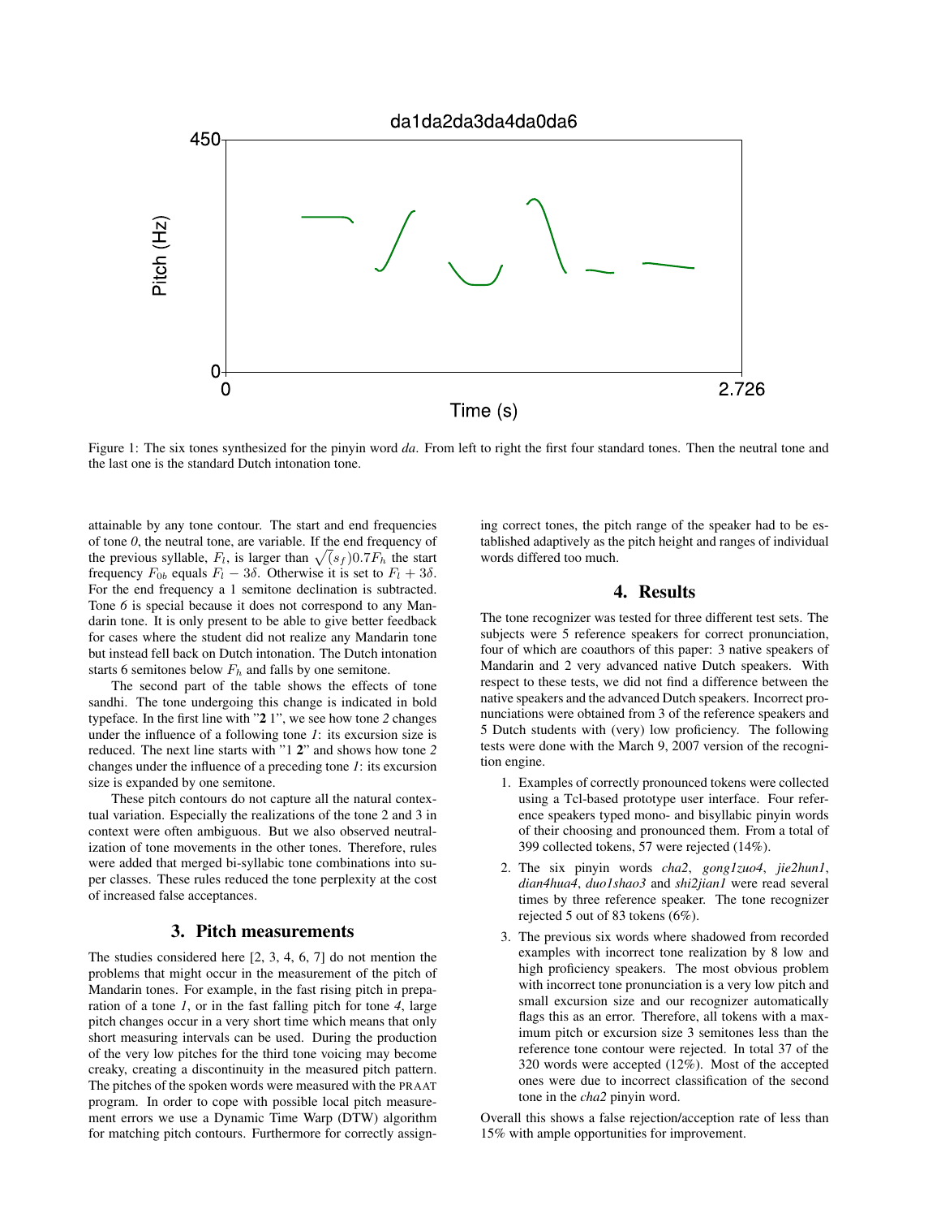da1da2da3da4da0da6

450

Pitch (Hz)

0

0

2.726

Time (s)

Figure 1: The six tones synthesized for the pinyin word *da*. From left to right the first four standard tones. Then the neutral tone and the last one is the standard Dutch intonation tone.

attainable by any tone contour. The start and end frequencies of tone *0*, the neutral tone, are variable. If the end frequency of the previous syllable, $F_l$, is larger than $\sqrt(s_f)0.7F_h$ the start frequency $F_{0b}$ equals $F_l - 3\delta$. Otherwise it is set to $F_l + 3\delta$. For the end frequency a 1 semitone declination is subtracted. Tone *6* is special because it does not correspond to any Mandarin tone. It is only present to be able to give better feedback for cases where the student did not realize any Mandarin tone but instead fell back on Dutch intonation. The Dutch intonation starts 6 semitones below $F_h$ and falls by one semitone.

The second part of the table shows the effects of tone sandhi. The tone undergoing this change is indicated in bold typeface. In the first line with "**2** 1", we see how tone *2* changes under the influence of a following tone *1*: its excursion size is reduced. The next line starts with "1 **2**" and shows how tone *2* changes under the influence of a preceding tone *1*: its excursion size is expanded by one semitone.

These pitch contours do not capture all the natural contextual variation. Especially the realizations of the tone 2 and 3 in context were often ambiguous. But we also observed neutralization of tone movements in the other tones. Therefore, rules were added that merged bi-syllabic tone combinations into super classes. These rules reduced the tone perplexity at the cost of increased false acceptances.

## 3. Pitch measurements

The studies considered here [2, 3, 4, 6, 7] do not mention the problems that might occur in the measurement of the pitch of Mandarin tones. For example, in the fast rising pitch in preparation of a tone *1*, or in the fast falling pitch for tone *4*, large pitch changes occur in a very short time which means that only short measuring intervals can be used. During the production of the very low pitches for the third tone voicing may become creaky, creating a discontinuity in the measured pitch pattern. The pitches of the spoken words were measured with the PRAAT program. In order to cope with possible local pitch measurement errors we use a Dynamic Time Warp (DTW) algorithm for matching pitch contours. Furthermore for correctly assigning correct tones, the pitch range of the speaker had to be established adaptively as the pitch height and ranges of individual words differed too much.

## 4. Results

The tone recognizer was tested for three different test sets. The subjects were 5 reference speakers for correct pronunciation, four of which are coauthors of this paper: 3 native speakers of Mandarin and 2 very advanced native Dutch speakers. With respect to these tests, we did not find a difference between the native speakers and the advanced Dutch speakers. Incorrect pronunciations were obtained from 3 of the reference speakers and 5 Dutch students with (very) low proficiency. The following tests were done with the March 9, 2007 version of the recognition engine.

1. Examples of correctly pronounced tokens were collected using a Tcl-based prototype user interface. Four reference speakers typed mono- and bisyllabic pinyin words of their choosing and pronounced them. From a total of 399 collected tokens, 57 were rejected (14%).
2. The six pinyin words *cha2*, *gong1zuo4*, *jie2hun1*, *dian4hua4*, *duo1shao3* and *shi2jian1* were read several times by three reference speaker. The tone recognizer rejected 5 out of 83 tokens (6%).
3. The previous six words where shadowed from recorded examples with incorrect tone realization by 8 low and high proficiency speakers. The most obvious problem with incorrect tone pronunciation is a very low pitch and small excursion size and our recognizer automatically flags this as an error. Therefore, all tokens with a maximum pitch or excursion size 3 semitones less than the reference tone contour were rejected. In total 37 of the 320 words were accepted (12%). Most of the accepted ones were due to incorrect classification of the second tone in the *cha2* pinyin word.

Overall this shows a false rejection/acception rate of less than 15% with ample opportunities for improvement.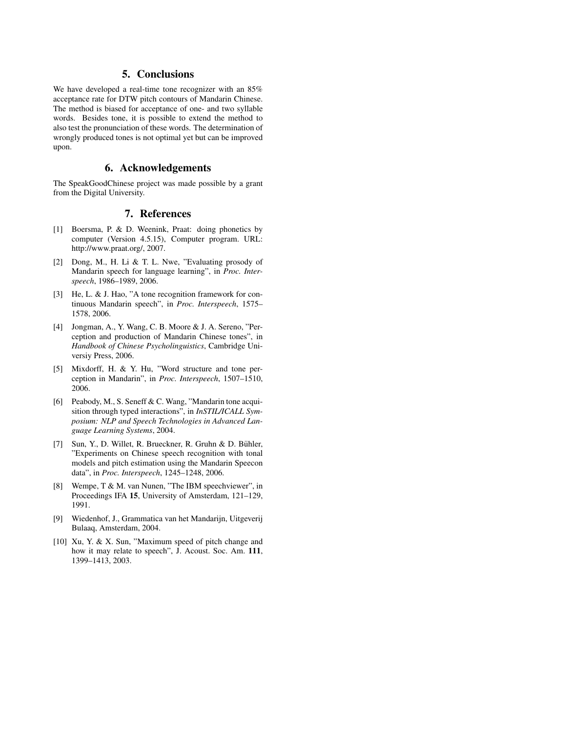## 5. Conclusions

We have developed a real-time tone recognizer with an 85% acceptance rate for DTW pitch contours of Mandarin Chinese. The method is biased for acceptance of one- and two syllable words. Besides tone, it is possible to extend the method to also test the pronunciation of these words. The determination of wrongly produced tones is not optimal yet but can be improved upon.

## 6. Acknowledgements

The SpeakGoodChinese project was made possible by a grant from the Digital University.

## 7. References

[1] Boersma, P. & D. Weenink, Praat: doing phonetics by computer (Version 4.5.15), Computer program. URL: http://www.praat.org/, 2007.

[2] Dong, M., H. Li & T. L. Nwe, "Evaluating prosody of Mandarin speech for language learning", in *Proc. Interspeech*, 1986–1989, 2006.

[3] He, L. & J. Hao, "A tone recognition framework for continuous Mandarin speech", in *Proc. Interspeech*, 1575–1578, 2006.

[4] Jongman, A., Y. Wang, C. B. Moore & J. A. Sereno, "Perception and production of Mandarin Chinese tones", in *Handbook of Chinese Psycholinguistics*, Cambridge Universiy Press, 2006.

[5] Mixdorff, H. & Y. Hu, "Word structure and tone perception in Mandarin", in *Proc. Interspeech*, 1507–1510, 2006.

[6] Peabody, M., S. Seneff & C. Wang, "Mandarin tone acquisition through typed interactions", in *InSTIL/ICALL Symposium: NLP and Speech Technologies in Advanced Language Learning Systems*, 2004.

[7] Sun, Y., D. Willet, R. Brueckner, R. Gruhn & D. Bühler, "Experiments on Chinese speech recognition with tonal models and pitch estimation using the Mandarin Speecon data", in *Proc. Interspeech*, 1245–1248, 2006.

[8] Wempe, T & M. van Nunen, "The IBM speechviewer", in Proceedings IFA **15**, University of Amsterdam, 121–129, 1991.

[9] Wiedenhof, J., Grammatica van het Mandarijn, Uitgeverij Bulaaq, Amsterdam, 2004.

[10] Xu, Y. & X. Sun, "Maximum speed of pitch change and how it may relate to speech", J. Acoust. Soc. Am. **111**, 1399–1413, 2003.